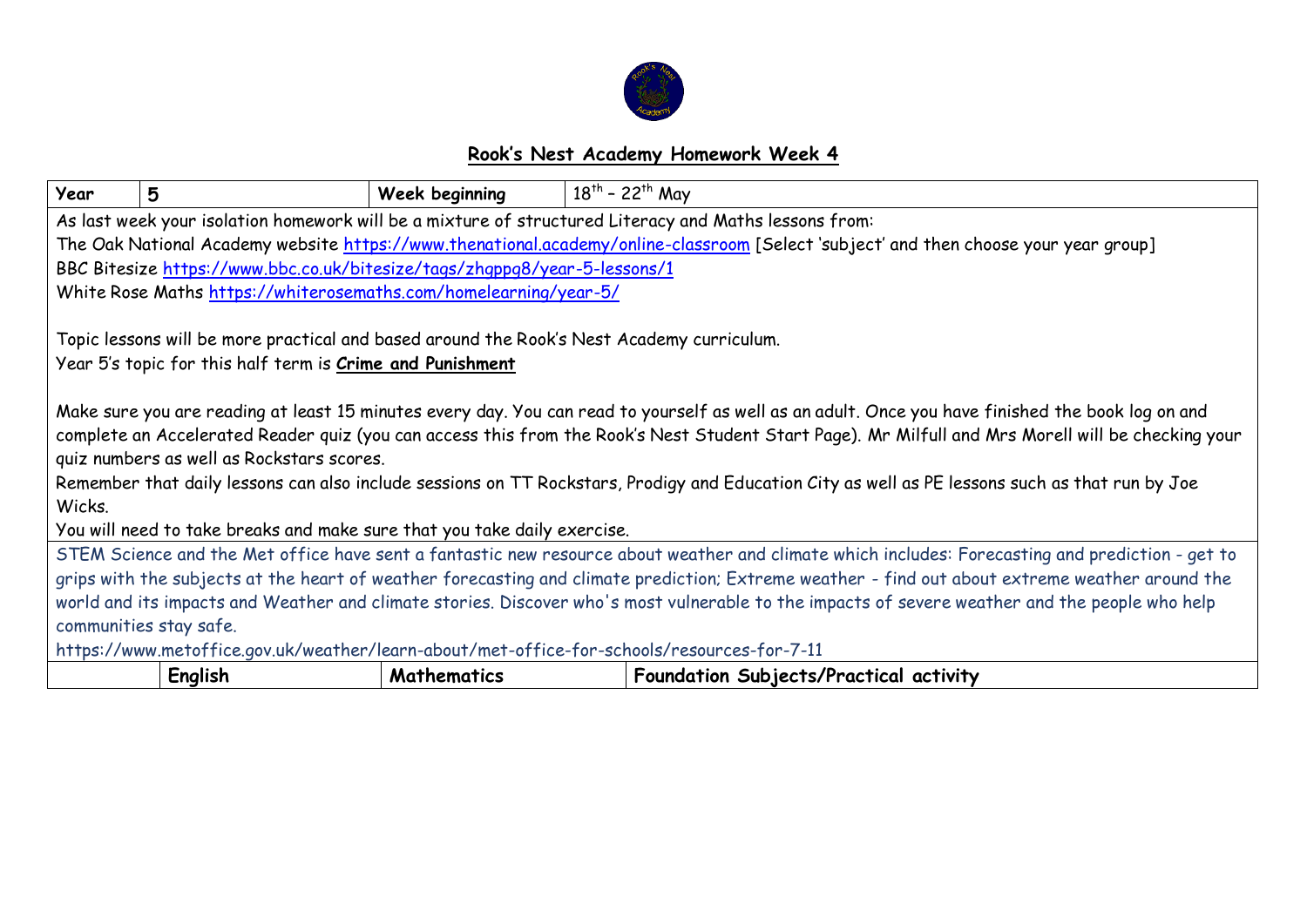# Rook's Nest Academy Homework Week 4

| Year | 5 | Week beginning | $18^{th}$ – $22^{th}$ May |
|---|---|---|---|

As last week your isolation homework will be a mixture of structured Literacy and Maths lessons from:

The Oak National Academy website https://www.thenational.academy/online-classroom [Select 'subject' and then choose your year group]

BBC Bitesize https://www.bbc.co.uk/bitesize/tags/zhgppg8/year-5-lessons/1

White Rose Maths https://whiterosemaths.com/homelearning/year-5/

Topic lessons will be more practical and based around the Rook's Nest Academy curriculum.

Year 5's topic for this half term is **Crime and Punishment**

Make sure you are reading at least 15 minutes every day. You can read to yourself as well as an adult. Once you have finished the book log on and complete an Accelerated Reader quiz (you can access this from the Rook's Nest Student Start Page). Mr Milfull and Mrs Morell will be checking your quiz numbers as well as Rockstars scores.

Remember that daily lessons can also include sessions on TT Rockstars, Prodigy and Education City as well as PE lessons such as that run by Joe Wicks.

You will need to take breaks and make sure that you take daily exercise.

STEM Science and the Met office have sent a fantastic new resource about weather and climate which includes: Forecasting and prediction - get to grips with the subjects at the heart of weather forecasting and climate prediction; Extreme weather - find out about extreme weather around the world and its impacts and Weather and climate stories. Discover who's most vulnerable to the impacts of severe weather and the people who help communities stay safe.

https://www.metoffice.gov.uk/weather/learn-about/met-office-for-schools/resources-for-7-11

| | English | Mathematics | Foundation Subjects/Practical activity |
|---|---|---|---|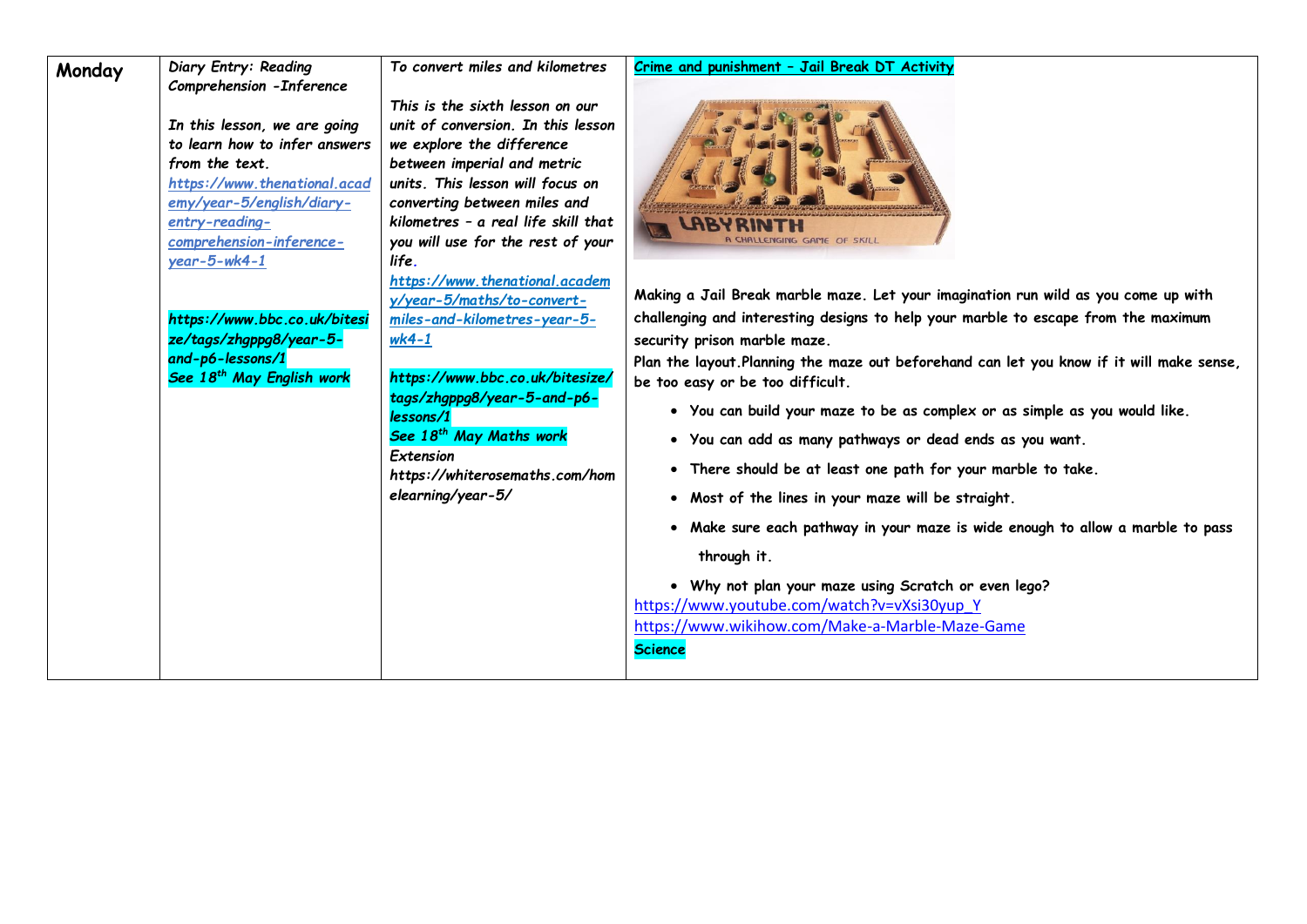| Monday | *Diary Entry: Reading Comprehension -Inference*<br><br>*In this lesson, we are going to learn how to infer answers from the text.*<br>[*https://www.thenational.academy/year-5/english/diary-entry-reading-comprehension-inference-year-5-wk4-1*](https://www.thenational.academy/year-5/english/diary-entry-reading-comprehension-inference-year-5-wk4-1)<br><br>***https://www.bbc.co.uk/bitesize/tags/zhgppg8/year-5-and-p6-lessons/1***<br>***See 18th May English work*** | *To convert miles and kilometres*<br><br>*This is the sixth lesson on our unit of conversion. In this lesson we explore the difference between imperial and metric units. This lesson will focus on converting between miles and kilometres – a real life skill that you will use for the rest of your life.*<br>[***https://www.thenational.academy/year-5/maths/to-convert-miles-and-kilometres-year-5-wk4-1***](https://www.thenational.academy/year-5/maths/to-convert-miles-and-kilometres-year-5-wk4-1)<br><br>***https://www.bbc.co.uk/bitesize/tags/zhgppg8/year-5-and-p6-lessons/1***<br>***See 18th May Maths work***<br>*Extension*<br>*https://whiterosemaths.com/homelearning/year-5/* | **Crime and punishment – Jail Break DT Activity**<br><br>Making a Jail Break marble maze. Let your imagination run wild as you come up with challenging and interesting designs to help your marble to escape from the maximum security prison marble maze.<br>Plan the layout.Planning the maze out beforehand can let you know if it will make sense, be too easy or be too difficult.<br>• You can build your maze to be as complex or as simple as you would like.<br>• You can add as many pathways or dead ends as you want.<br>• There should be at least one path for your marble to take.<br>• Most of the lines in your maze will be straight.<br>• Make sure each pathway in your maze is wide enough to allow a marble to pass through it.<br>• Why not plan your maze using Scratch or even lego?<br>[https://www.youtube.com/watch?v=vXsi30yup_Y](https://www.youtube.com/watch?v=vXsi30yup_Y)<br>[https://www.wikihow.com/Make-a-Marble-Maze-Game](https://www.wikihow.com/Make-a-Marble-Maze-Game)<br>**Science** |
|---|---|---|---|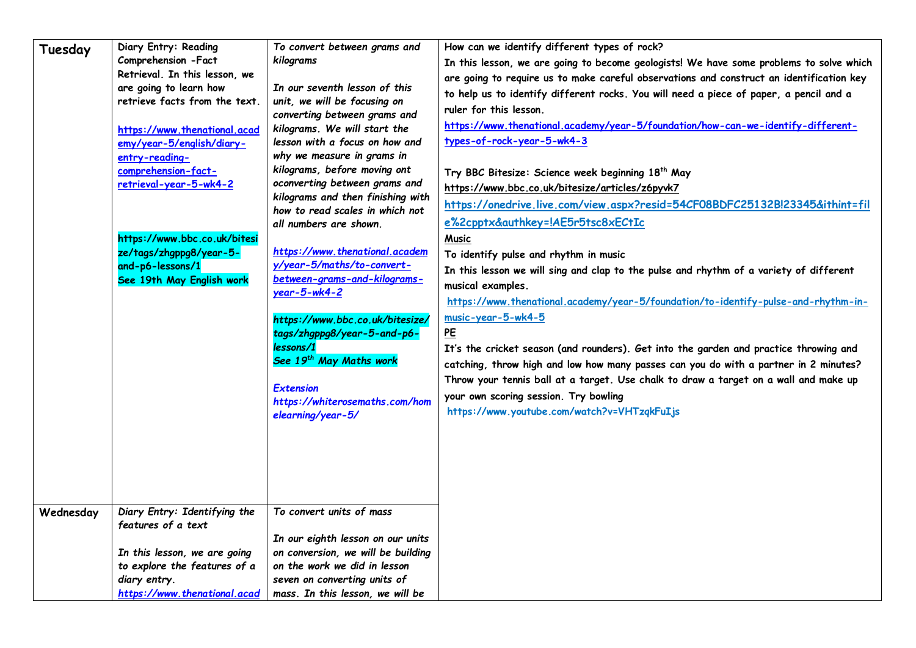| | | | |
|---|---|---|---|
| **Tuesday** | Diary Entry: Reading Comprehension -Fact Retrieval. In this lesson, we are going to learn how retrieve facts from the text.<br><br>https://www.thenational.academy/year-5/english/diary-entry-reading-comprehension-fact-retrieval-year-5-wk4-2<br><br>**https://www.bbc.co.uk/bitesize/tags/zhgppg8/year-5-and-p6-lessons/1**<br>**See 19th May English work** | *To convert between grams and kilograms*<br><br>*In our seventh lesson of this unit, we will be focusing on converting between grams and kilograms. We will start the lesson with a focus on how and why we measure in grams in kilograms, before moving ont oconverting between grams and kilograms and then finishing with how to read scales in which not all numbers are shown.*<br><br>*https://www.thenational.academy/year-5/maths/to-convert-between-grams-and-kilograms-year-5-wk4-2*<br><br>***https://www.bbc.co.uk/bitesize/tags/zhgppg8/year-5-and-p6-lessons/1***<br>***See 19th May Maths work***<br><br>***Extension***<br>***https://whiterosemaths.com/homelearning/year-5/*** | How can we identify different types of rock?<br>In this lesson, we are going to become geologists! We have some problems to solve which are going to require us to make careful observations and construct an identification key to help us to identify different rocks. You will need a piece of paper, a pencil and a ruler for this lesson.<br>https://www.thenational.academy/year-5/foundation/how-can-we-identify-different-types-of-rock-year-5-wk4-3<br><br>Try BBC Bitesize: Science week beginning 18th May<br>https://www.bbc.co.uk/bitesize/articles/z6pyvk7<br>https://onedrive.live.com/view.aspx?resid=54CF08BDFC25132B!23345&ithint=file%2cpptx&authkey=!AE5r5tsc8xECtIc<br>**Music**<br>To identify pulse and rhythm in music<br>In this lesson we will sing and clap to the pulse and rhythm of a variety of different musical examples.<br>https://www.thenational.academy/year-5/foundation/to-identify-pulse-and-rhythm-in-music-year-5-wk4-5<br>**PE**<br>It's the cricket season (and rounders). Get into the garden and practice throwing and catching, throw high and low how many passes can you do with a partner in 2 minutes? Throw your tennis ball at a target. Use chalk to draw a target on a wall and make up your own scoring session. Try bowling<br>https://www.youtube.com/watch?v=VHTzqkFuIjs |
| **Wednesday** | *Diary Entry: Identifying the features of a text*<br><br>*In this lesson, we are going to explore the features of a diary entry.*<br>*https://www.thenational.acad* | *To convert units of mass*<br><br>*In our eighth lesson on our units on conversion, we will be building on the work we did in lesson seven on converting units of mass. In this lesson, we will be* | |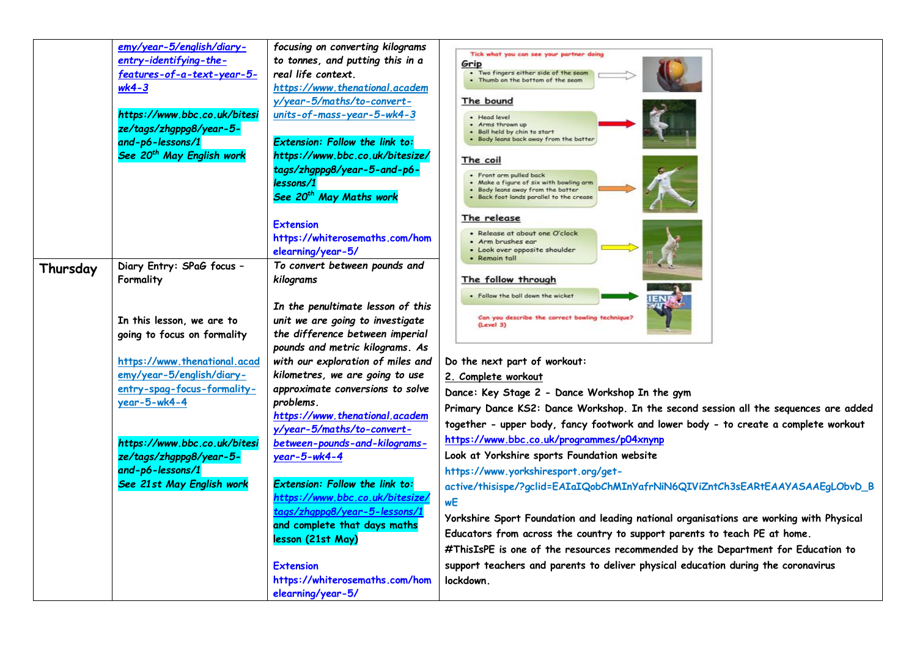| | | | |
|---|---|---|---|
| | emy/year-5/english/diary-entry-identifying-the-features-of-a-text-year-5-wk4-3<br><br>**https://www.bbc.co.uk/bitesize/tags/zhgppg8/year-5-and-p6-lessons/1**<br>**See 20th May English work** | *focusing on converting kilograms to tonnes, and putting this in a real life context.*<br>*https://www.thenational.academy/year-5/maths/to-convert-units-of-mass-year-5-wk4-3*<br><br>*Extension: Follow the link to: https://www.bbc.co.uk/bitesize/tags/zhgppg8/year-5-and-p6-lessons/1*<br>*See 20th May Maths work*<br><br>Extension<br>https://whiterosemaths.com/homelearning/year-5/ | Tick what you can see your partner doing<br>**Grip**<br>• Two fingers either side of the seam<br>• Thumb on the bottom of the seam<br>**The bound**<br>• Head level<br>• Arms thrown up<br>• Ball held by chin to start<br>• Body leans back away from the batter<br>**The coil**<br>• Front arm pulled back<br>• Make a figure of six with bowling arm<br>• Body leans away from the batter<br>• Back foot lands parallel to the crease<br>**The release**<br>• Release at about one O'clock<br>• Arm brushes ear<br>• Look over opposite shoulder<br>• Remain tall<br>**The follow through**<br>• Follow the ball down the wicket<br>Can you describe the correct bowling technique? (Level 3)<br><br>Do the next part of workout:<br>2. Complete workout<br>Dance: Key Stage 2 - Dance Workshop In the gym<br>Primary Dance KS2: Dance Workshop. In the second session all the sequences are added together - upper body, fancy footwork and lower body - to create a complete workout<br>https://www.bbc.co.uk/programmes/p04xnynp<br>Look at Yorkshire sports Foundation website<br>https://www.yorkshiresport.org/get-active/thisispe/?gclid=EAIaIQobChMInYafrNiN6QIViZntCh3sEARtEAAYASAAEgLObvD_BwE<br>Yorkshire Sport Foundation and leading national organisations are working with Physical Educators from across the country to support parents to teach PE at home. #ThisIsPE is one of the resources recommended by the Department for Education to support teachers and parents to deliver physical education during the coronavirus lockdown. |
| **Thursday** | Diary Entry: SPaG focus – Formality<br><br>In this lesson, we are to going to focus on formality<br><br>https://www.thenational.academy/year-5/english/diary-entry-spag-focus-formality-year-5-wk4-4<br><br>**https://www.bbc.co.uk/bitesize/tags/zhgppg8/year-5-and-p6-lessons/1**<br>**See 21st May English work** | *To convert between pounds and kilograms*<br><br>*In the penultimate lesson of this unit we are going to investigate the difference between imperial pounds and metric kilograms. As with our exploration of miles and kilometres, we are going to use approximate conversions to solve problems.*<br>*https://www.thenational.academy/year-5/maths/to-convert-between-pounds-and-kilograms-year-5-wk4-4*<br><br>*Extension: Follow the link to: https://www.bbc.co.uk/bitesize/tags/zhgppg8/year-5-lessons/1*<br>and complete that days maths lesson (21st May)<br><br>Extension<br>https://whiterosemaths.com/homelearning/year-5/ | |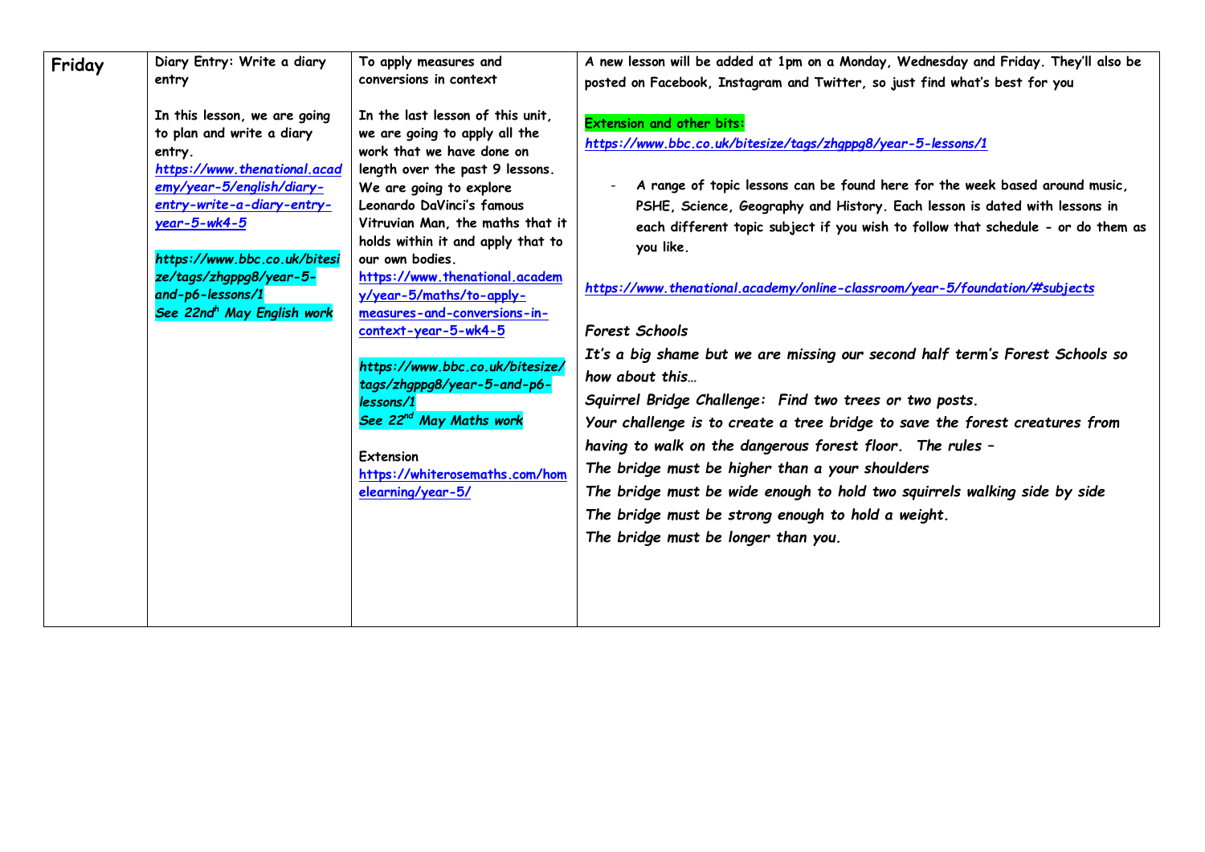| | | | |
|---|---|---|---|
| **Friday** | Diary Entry: Write a diary entry<br><br>In this lesson, we are going to plan and write a diary entry.<br>*https://www.thenational.academy/year-5/english/diary-entry-write-a-diary-entry-year-5-wk4-5*<br><br>***https://www.bbc.co.uk/bitesize/tags/zhgppg8/year-5-and-p6-lessons/1***<br>***See 22nd[h] May English work*** | To apply measures and conversions in context<br><br>In the last lesson of this unit, we are going to apply all the work that we have done on length over the past 9 lessons. We are going to explore Leonardo DaVinci's famous Vitruvian Man, the maths that it holds within it and apply that to our own bodies.<br>https://www.thenational.academy/year-5/maths/to-apply-measures-and-conversions-in-context-year-5-wk4-5<br><br>***https://www.bbc.co.uk/bitesize/tags/zhgppg8/year-5-and-p6-lessons/1***<br>***See 22nd May Maths work***<br><br>Extension<br>https://whiterosemaths.com/homelearning/year-5/ | **A new lesson will be added at 1pm on a Monday, Wednesday and Friday. They'll also be posted on Facebook, Instagram and Twitter, so just find what's best for you**<br><br>**Extension and other bits:**<br>***https://www.bbc.co.uk/bitesize/tags/zhgppg8/year-5-lessons/1***<br><br>- **A range of topic lessons can be found here for the week based around music, PSHE, Science, Geography and History. Each lesson is dated with lessons in each different topic subject if you wish to follow that schedule - or do them as you like.**<br><br>***https://www.thenational.academy/online-classroom/year-5/foundation/#subjects***<br><br>*Forest Schools*<br>***It's a big shame but we are missing our second half term's Forest Schools so how about this…***<br>***Squirrel Bridge Challenge: Find two trees or two posts.***<br>***Your challenge is to create a tree bridge to save the forest creatures from having to walk on the dangerous forest floor. The rules –***<br>***The bridge must be higher than a your shoulders***<br>***The bridge must be wide enough to hold two squirrels walking side by side***<br>***The bridge must be strong enough to hold a weight.***<br>***The bridge must be longer than you.*** |